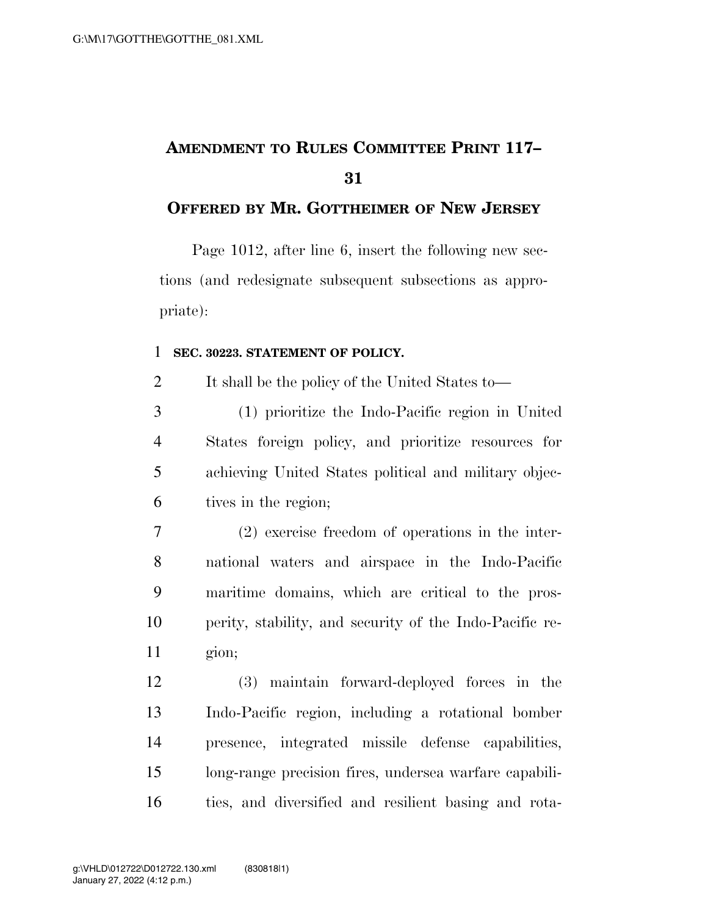# AMENDMENT TO RULES COMMITTEE PRINT 117–31

## OFFERED BY MR. GOTTHEIMER OF NEW JERSEY

Page 1012, after line 6, insert the following new sections (and redesignate subsequent subsections as appropriate):

**SEC. 30223. STATEMENT OF POLICY.**

It shall be the policy of the United States to—

(1) prioritize the Indo-Pacific region in United States foreign policy, and prioritize resources for achieving United States political and military objectives in the region;

(2) exercise freedom of operations in the international waters and airspace in the Indo-Pacific maritime domains, which are critical to the prosperity, stability, and security of the Indo-Pacific region;

(3) maintain forward-deployed forces in the Indo-Pacific region, including a rotational bomber presence, integrated missile defense capabilities, long-range precision fires, undersea warfare capabilities, and diversified and resilient basing and rota-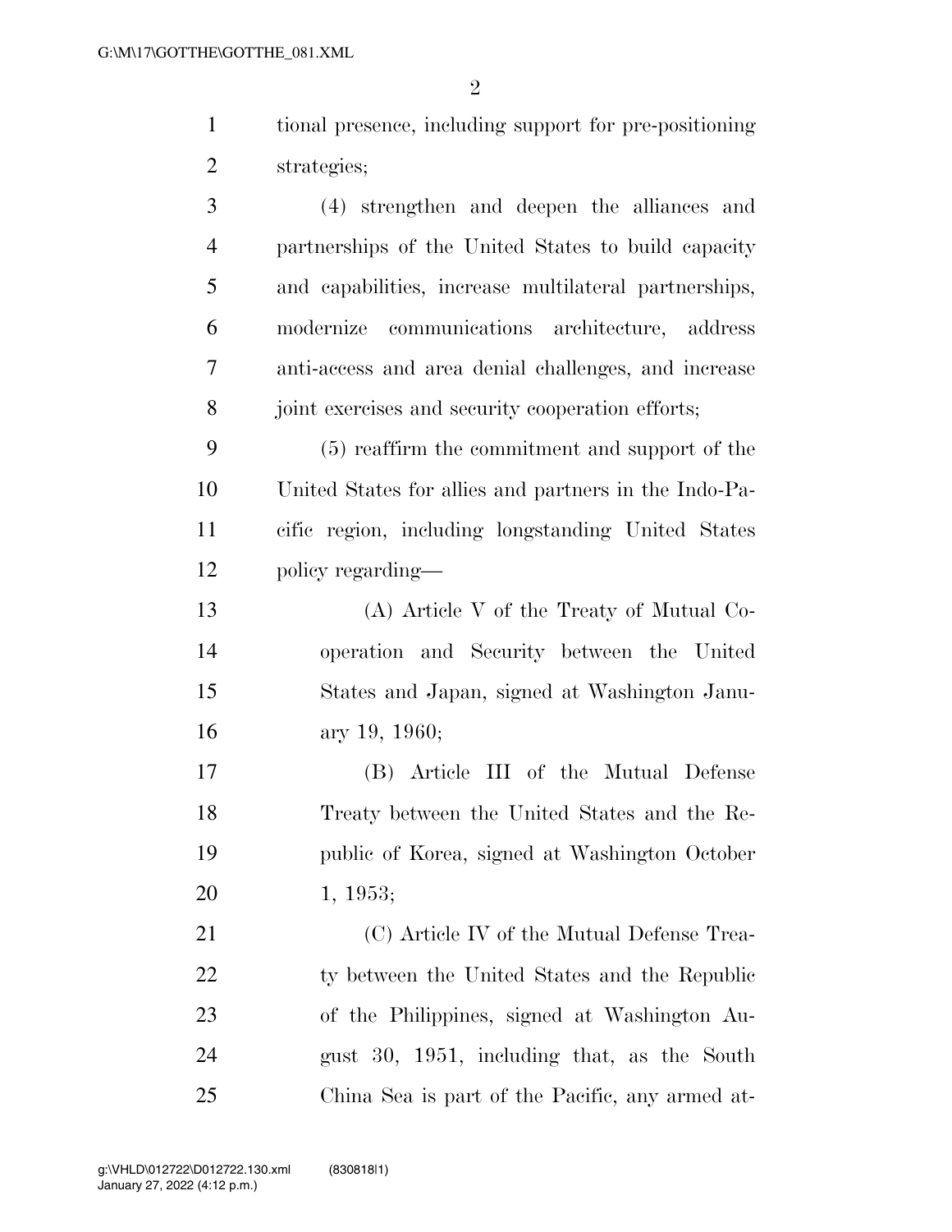tional presence, including support for pre-positioning strategies;

(4) strengthen and deepen the alliances and partnerships of the United States to build capacity and capabilities, increase multilateral partnerships, modernize communications architecture, address anti-access and area denial challenges, and increase joint exercises and security cooperation efforts;

(5) reaffirm the commitment and support of the United States for allies and partners in the Indo-Pacific region, including longstanding United States policy regarding—

(A) Article V of the Treaty of Mutual Cooperation and Security between the United States and Japan, signed at Washington January 19, 1960;

(B) Article III of the Mutual Defense Treaty between the United States and the Republic of Korea, signed at Washington October 1, 1953;

(C) Article IV of the Mutual Defense Treaty between the United States and the Republic of the Philippines, signed at Washington August 30, 1951, including that, as the South China Sea is part of the Pacific, any armed at-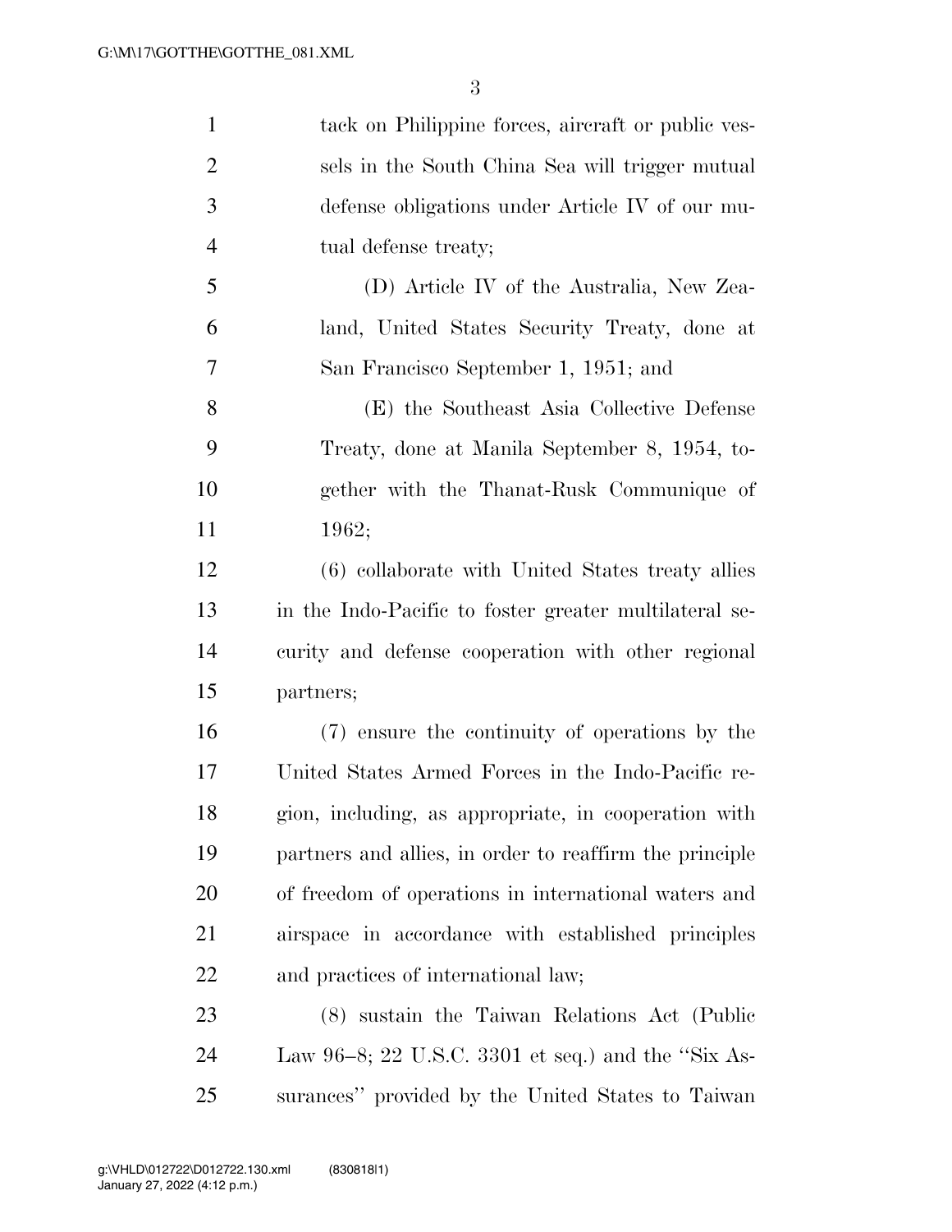tack on Philippine forces, aircraft or public vessels in the South China Sea will trigger mutual defense obligations under Article IV of our mutual defense treaty;

(D) Article IV of the Australia, New Zealand, United States Security Treaty, done at San Francisco September 1, 1951; and

(E) the Southeast Asia Collective Defense Treaty, done at Manila September 8, 1954, together with the Thanat-Rusk Communique of 1962;

(6) collaborate with United States treaty allies in the Indo-Pacific to foster greater multilateral security and defense cooperation with other regional partners;

(7) ensure the continuity of operations by the United States Armed Forces in the Indo-Pacific region, including, as appropriate, in cooperation with partners and allies, in order to reaffirm the principle of freedom of operations in international waters and airspace in accordance with established principles and practices of international law;

(8) sustain the Taiwan Relations Act (Public Law 96–8; 22 U.S.C. 3301 et seq.) and the ''Six Assurances'' provided by the United States to Taiwan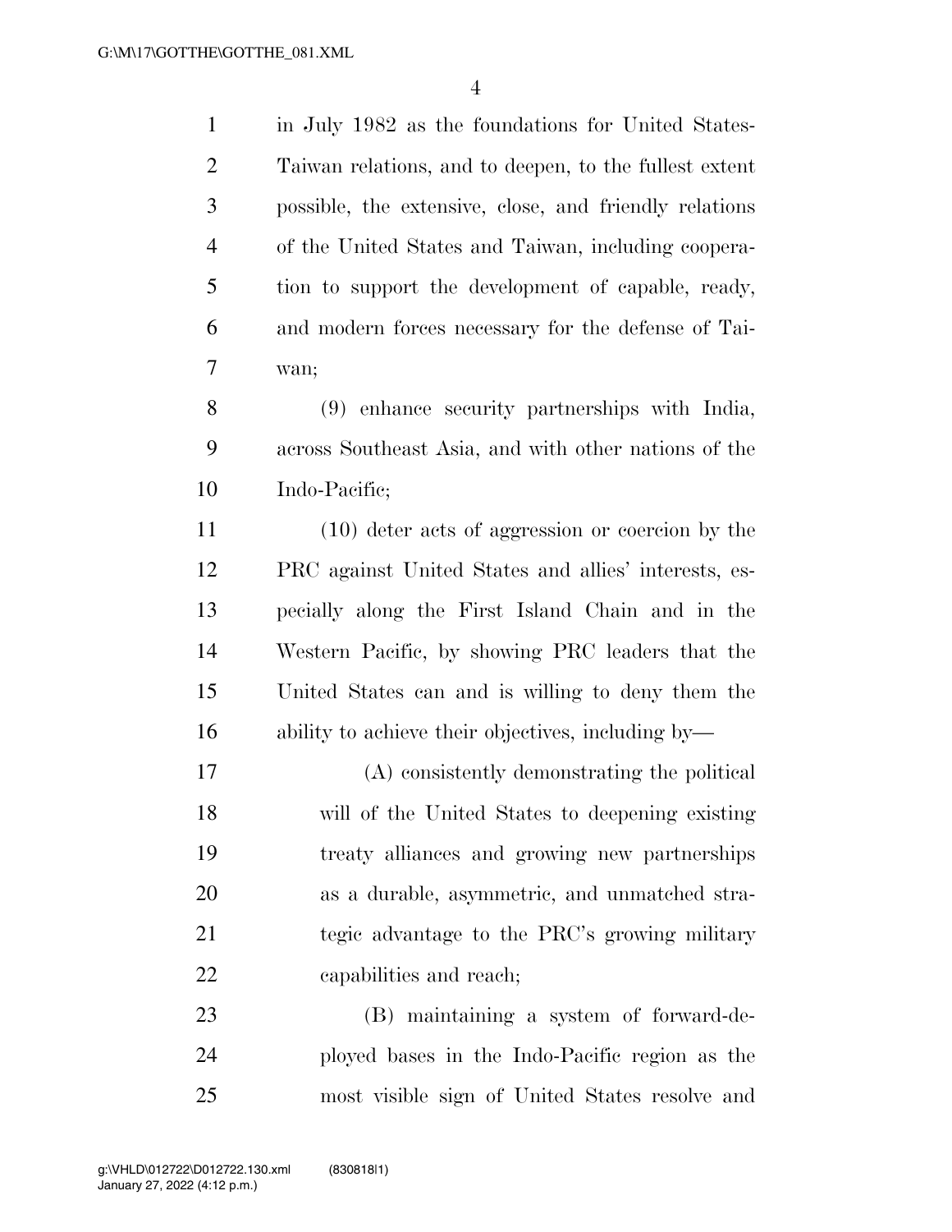in July 1982 as the foundations for United States-Taiwan relations, and to deepen, to the fullest extent possible, the extensive, close, and friendly relations of the United States and Taiwan, including cooperation to support the development of capable, ready, and modern forces necessary for the defense of Taiwan;

(9) enhance security partnerships with India, across Southeast Asia, and with other nations of the Indo-Pacific;

(10) deter acts of aggression or coercion by the PRC against United States and allies' interests, especially along the First Island Chain and in the Western Pacific, by showing PRC leaders that the United States can and is willing to deny them the ability to achieve their objectives, including by—

(A) consistently demonstrating the political will of the United States to deepening existing treaty alliances and growing new partnerships as a durable, asymmetric, and unmatched strategic advantage to the PRC's growing military capabilities and reach;

(B) maintaining a system of forward-deployed bases in the Indo-Pacific region as the most visible sign of United States resolve and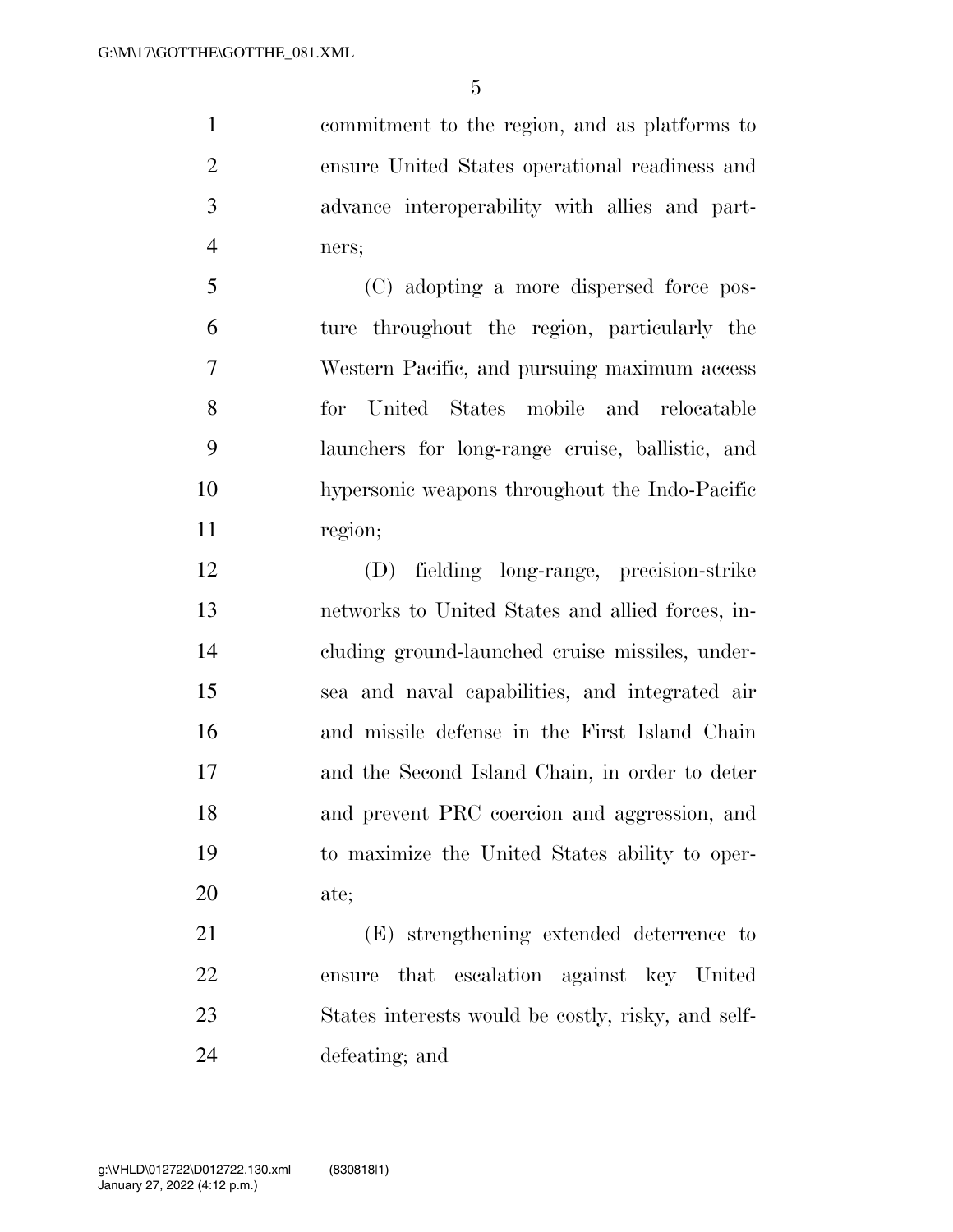commitment to the region, and as platforms to ensure United States operational readiness and advance interoperability with allies and partners;

(C) adopting a more dispersed force posture throughout the region, particularly the Western Pacific, and pursuing maximum access for United States mobile and relocatable launchers for long-range cruise, ballistic, and hypersonic weapons throughout the Indo-Pacific region;

(D) fielding long-range, precision-strike networks to United States and allied forces, including ground-launched cruise missiles, undersea and naval capabilities, and integrated air and missile defense in the First Island Chain and the Second Island Chain, in order to deter and prevent PRC coercion and aggression, and to maximize the United States ability to operate;

(E) strengthening extended deterrence to ensure that escalation against key United States interests would be costly, risky, and self-defeating; and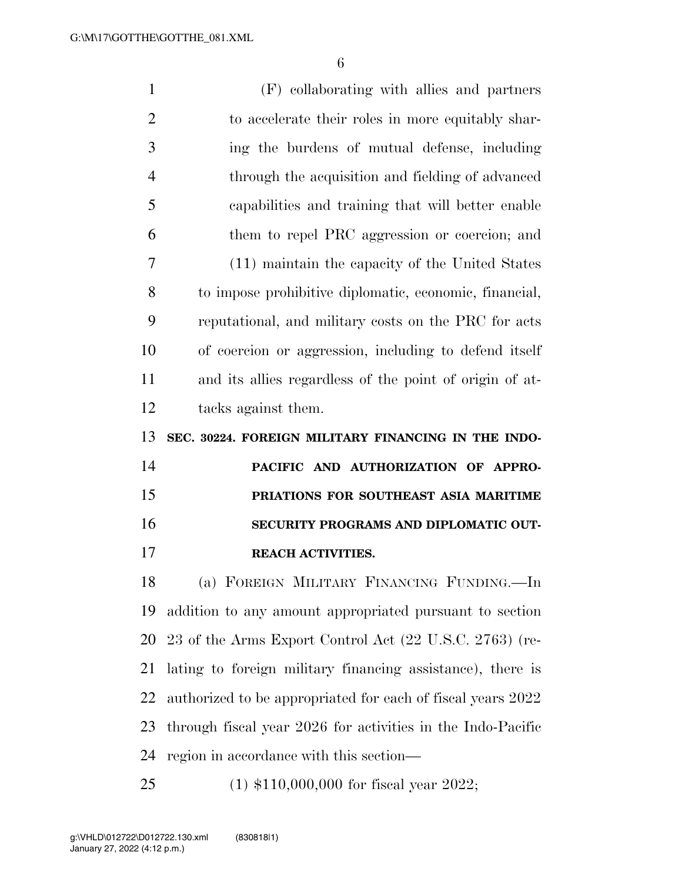(F) collaborating with allies and partners to accelerate their roles in more equitably sharing the burdens of mutual defense, including through the acquisition and fielding of advanced capabilities and training that will better enable them to repel PRC aggression or coercion; and

(11) maintain the capacity of the United States to impose prohibitive diplomatic, economic, financial, reputational, and military costs on the PRC for acts of coercion or aggression, including to defend itself and its allies regardless of the point of origin of attacks against them.

**SEC. 30224. FOREIGN MILITARY FINANCING IN THE INDO-PACIFIC AND AUTHORIZATION OF APPROPRIATIONS FOR SOUTHEAST ASIA MARITIME SECURITY PROGRAMS AND DIPLOMATIC OUTREACH ACTIVITIES.**

(a) FOREIGN MILITARY FINANCING FUNDING.—In addition to any amount appropriated pursuant to section 23 of the Arms Export Control Act (22 U.S.C. 2763) (relating to foreign military financing assistance), there is authorized to be appropriated for each of fiscal years 2022 through fiscal year 2026 for activities in the Indo-Pacific region in accordance with this section—

(1) $110,000,000 for fiscal year 2022;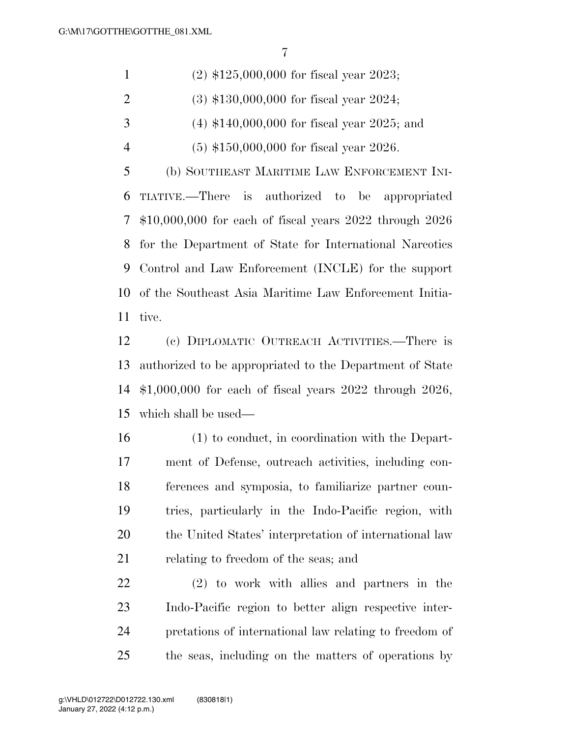(2) $125,000,000 for fiscal year 2023;

(3) $130,000,000 for fiscal year 2024;

(4) $140,000,000 for fiscal year 2025; and

(5) $150,000,000 for fiscal year 2026.

(b) SOUTHEAST MARITIME LAW ENFORCEMENT INITIATIVE.—There is authorized to be appropriated $10,000,000 for each of fiscal years 2022 through 2026 for the Department of State for International Narcotics Control and Law Enforcement (INCLE) for the support of the Southeast Asia Maritime Law Enforcement Initiative.

(c) DIPLOMATIC OUTREACH ACTIVITIES.—There is authorized to be appropriated to the Department of State $1,000,000 for each of fiscal years 2022 through 2026, which shall be used—

(1) to conduct, in coordination with the Department of Defense, outreach activities, including conferences and symposia, to familiarize partner countries, particularly in the Indo-Pacific region, with the United States' interpretation of international law relating to freedom of the seas; and

(2) to work with allies and partners in the Indo-Pacific region to better align respective interpretations of international law relating to freedom of the seas, including on the matters of operations by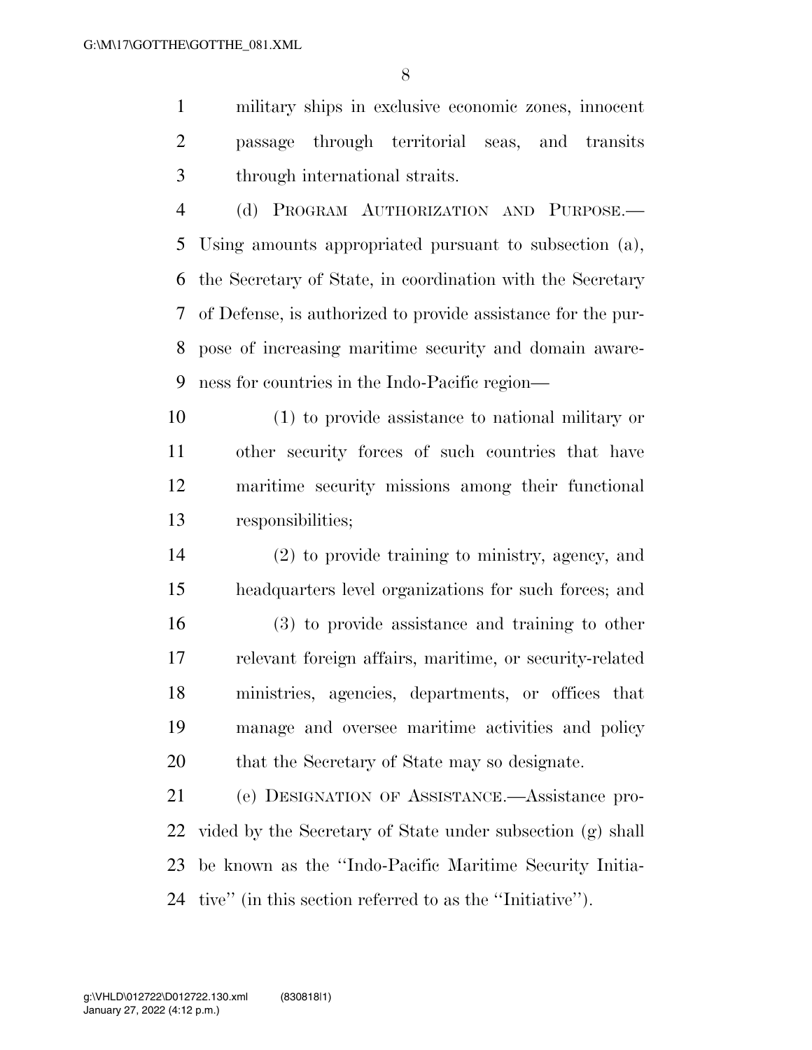military ships in exclusive economic zones, innocent passage through territorial seas, and transits through international straits.

(d) PROGRAM AUTHORIZATION AND PURPOSE.—Using amounts appropriated pursuant to subsection (a), the Secretary of State, in coordination with the Secretary of Defense, is authorized to provide assistance for the purpose of increasing maritime security and domain awareness for countries in the Indo-Pacific region—

(1) to provide assistance to national military or other security forces of such countries that have maritime security missions among their functional responsibilities;

(2) to provide training to ministry, agency, and headquarters level organizations for such forces; and

(3) to provide assistance and training to other relevant foreign affairs, maritime, or security-related ministries, agencies, departments, or offices that manage and oversee maritime activities and policy that the Secretary of State may so designate.

(e) DESIGNATION OF ASSISTANCE.—Assistance provided by the Secretary of State under subsection (g) shall be known as the ''Indo-Pacific Maritime Security Initiative'' (in this section referred to as the ''Initiative'').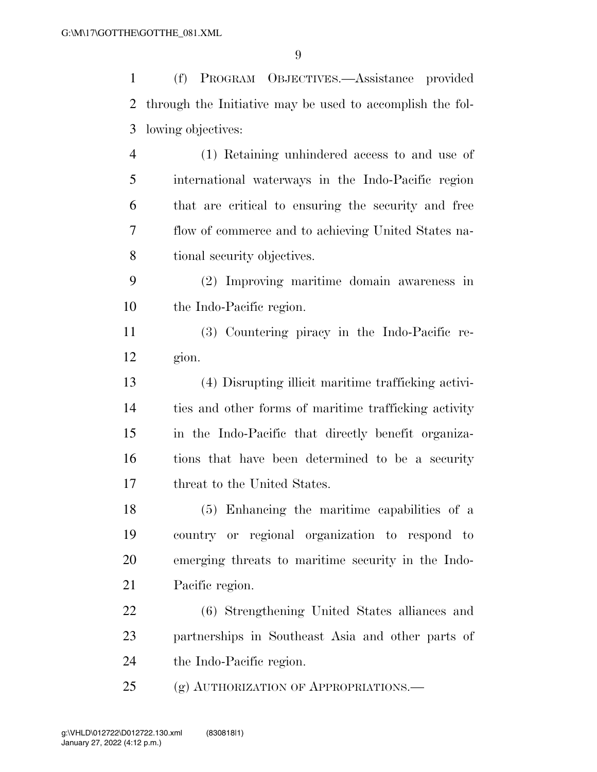(f) PROGRAM OBJECTIVES.—Assistance provided through the Initiative may be used to accomplish the following objectives:

(1) Retaining unhindered access to and use of international waterways in the Indo-Pacific region that are critical to ensuring the security and free flow of commerce and to achieving United States national security objectives.

(2) Improving maritime domain awareness in the Indo-Pacific region.

(3) Countering piracy in the Indo-Pacific region.

(4) Disrupting illicit maritime trafficking activities and other forms of maritime trafficking activity in the Indo-Pacific that directly benefit organizations that have been determined to be a security threat to the United States.

(5) Enhancing the maritime capabilities of a country or regional organization to respond to emerging threats to maritime security in the Indo-Pacific region.

(6) Strengthening United States alliances and partnerships in Southeast Asia and other parts of the Indo-Pacific region.

(g) AUTHORIZATION OF APPROPRIATIONS.—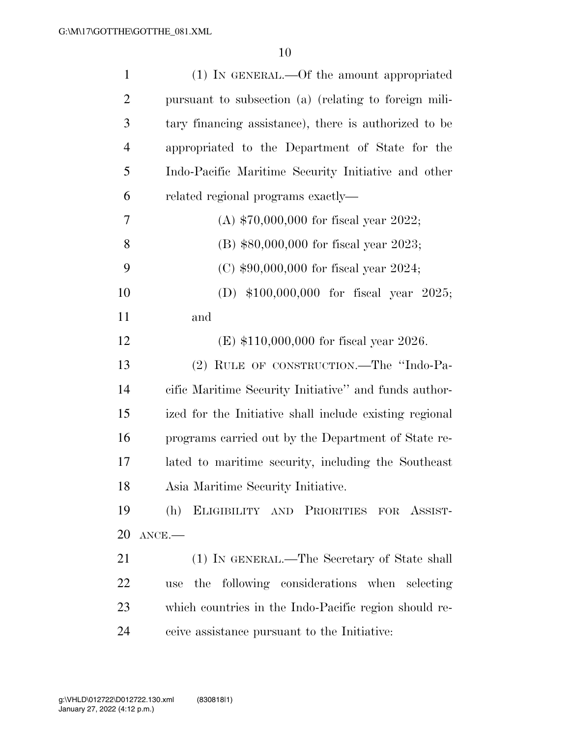(1) IN GENERAL.—Of the amount appropriated pursuant to subsection (a) (relating to foreign military financing assistance), there is authorized to be appropriated to the Department of State for the Indo-Pacific Maritime Security Initiative and other related regional programs exactly—

(A) $70,000,000 for fiscal year 2022;

(B) $80,000,000 for fiscal year 2023;

(C) $90,000,000 for fiscal year 2024;

(D) $100,000,000 for fiscal year 2025; and

(E) $110,000,000 for fiscal year 2026.

(2) RULE OF CONSTRUCTION.—The ''Indo-Pacific Maritime Security Initiative'' and funds authorized for the Initiative shall include existing regional programs carried out by the Department of State related to maritime security, including the Southeast Asia Maritime Security Initiative.

(h) ELIGIBILITY AND PRIORITIES FOR ASSISTANCE.—

(1) IN GENERAL.—The Secretary of State shall use the following considerations when selecting which countries in the Indo-Pacific region should receive assistance pursuant to the Initiative: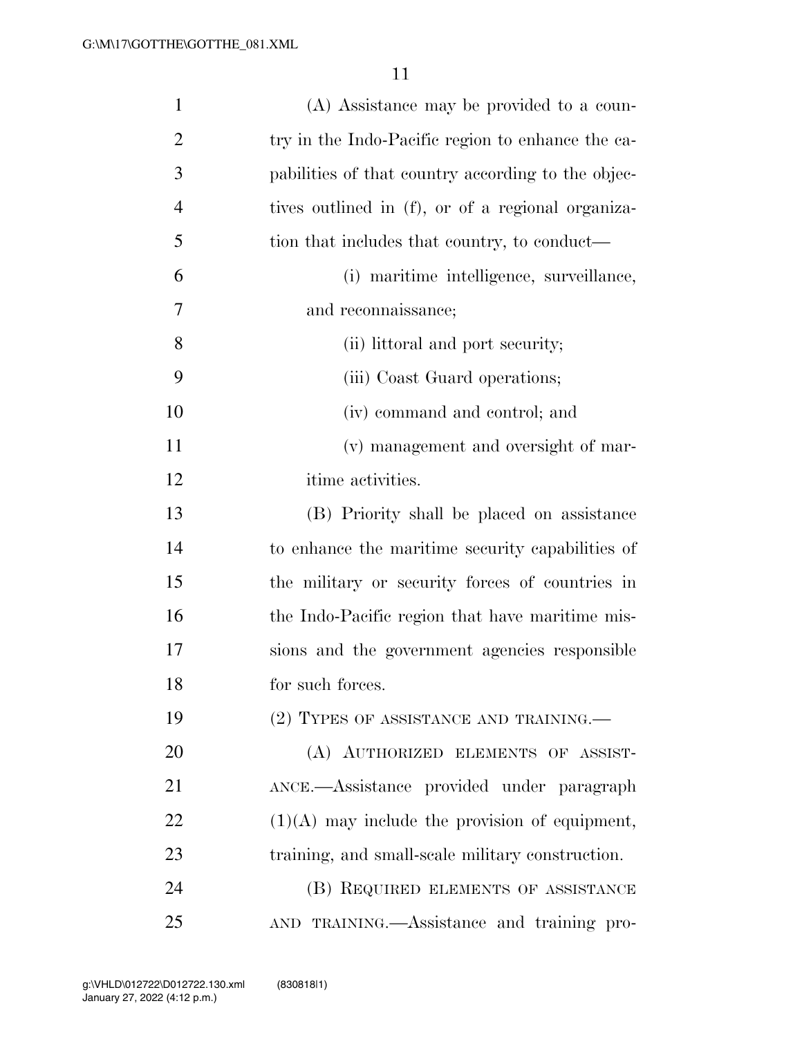(A) Assistance may be provided to a country in the Indo-Pacific region to enhance the capabilities of that country according to the objectives outlined in (f), or of a regional organization that includes that country, to conduct—

(i) maritime intelligence, surveillance, and reconnaissance;

(ii) littoral and port security;

(iii) Coast Guard operations;

(iv) command and control; and

(v) management and oversight of maritime activities.

(B) Priority shall be placed on assistance to enhance the maritime security capabilities of the military or security forces of countries in the Indo-Pacific region that have maritime missions and the government agencies responsible for such forces.

(2) TYPES OF ASSISTANCE AND TRAINING.—

(A) AUTHORIZED ELEMENTS OF ASSISTANCE.—Assistance provided under paragraph (1)(A) may include the provision of equipment, training, and small-scale military construction.

(B) REQUIRED ELEMENTS OF ASSISTANCE AND TRAINING.—Assistance and training pro-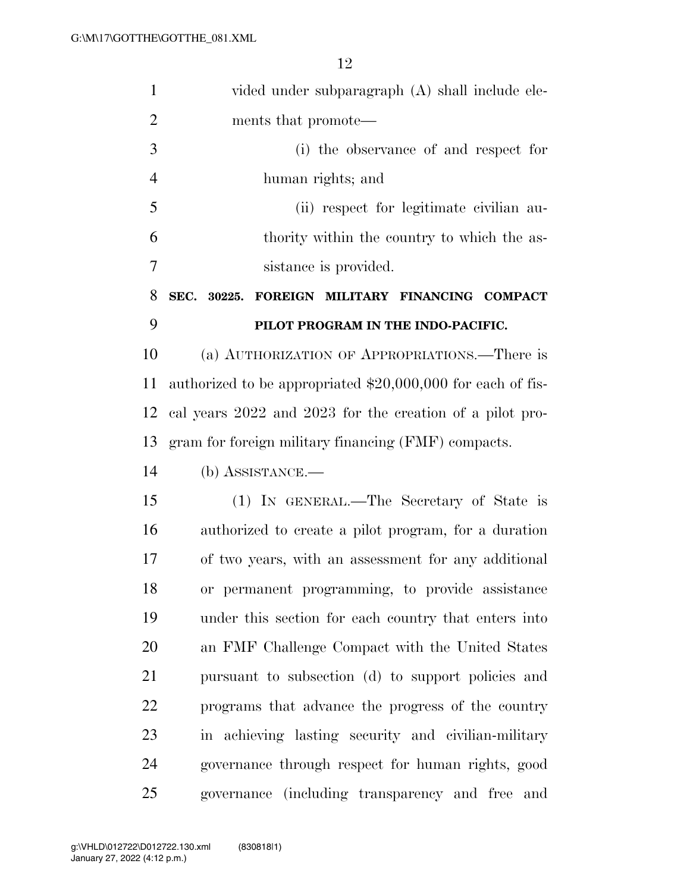vided under subparagraph (A) shall include elements that promote—

(i) the observance of and respect for human rights; and

(ii) respect for legitimate civilian authority within the country to which the assistance is provided.

**SEC. 30225. FOREIGN MILITARY FINANCING COMPACT PILOT PROGRAM IN THE INDO-PACIFIC.**

(a) AUTHORIZATION OF APPROPRIATIONS.—There is authorized to be appropriated $20,000,000 for each of fiscal years 2022 and 2023 for the creation of a pilot program for foreign military financing (FMF) compacts.

(b) ASSISTANCE.—

(1) IN GENERAL.—The Secretary of State is authorized to create a pilot program, for a duration of two years, with an assessment for any additional or permanent programming, to provide assistance under this section for each country that enters into an FMF Challenge Compact with the United States pursuant to subsection (d) to support policies and programs that advance the progress of the country in achieving lasting security and civilian-military governance through respect for human rights, good governance (including transparency and free and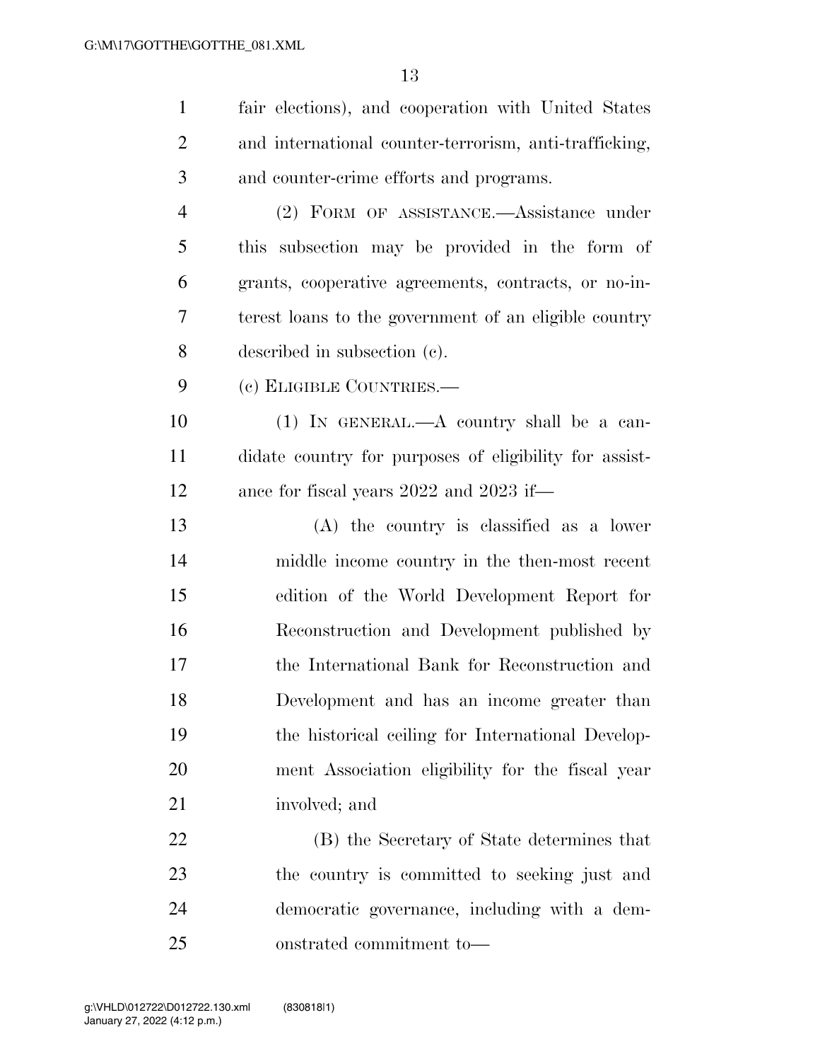fair elections), and cooperation with United States and international counter-terrorism, anti-trafficking, and counter-crime efforts and programs.

(2) FORM OF ASSISTANCE.—Assistance under this subsection may be provided in the form of grants, cooperative agreements, contracts, or no-interest loans to the government of an eligible country described in subsection (c).

(c) ELIGIBLE COUNTRIES.—

(1) IN GENERAL.—A country shall be a candidate country for purposes of eligibility for assistance for fiscal years 2022 and 2023 if—

(A) the country is classified as a lower middle income country in the then-most recent edition of the World Development Report for Reconstruction and Development published by the International Bank for Reconstruction and Development and has an income greater than the historical ceiling for International Development Association eligibility for the fiscal year involved; and

(B) the Secretary of State determines that the country is committed to seeking just and democratic governance, including with a demonstrated commitment to—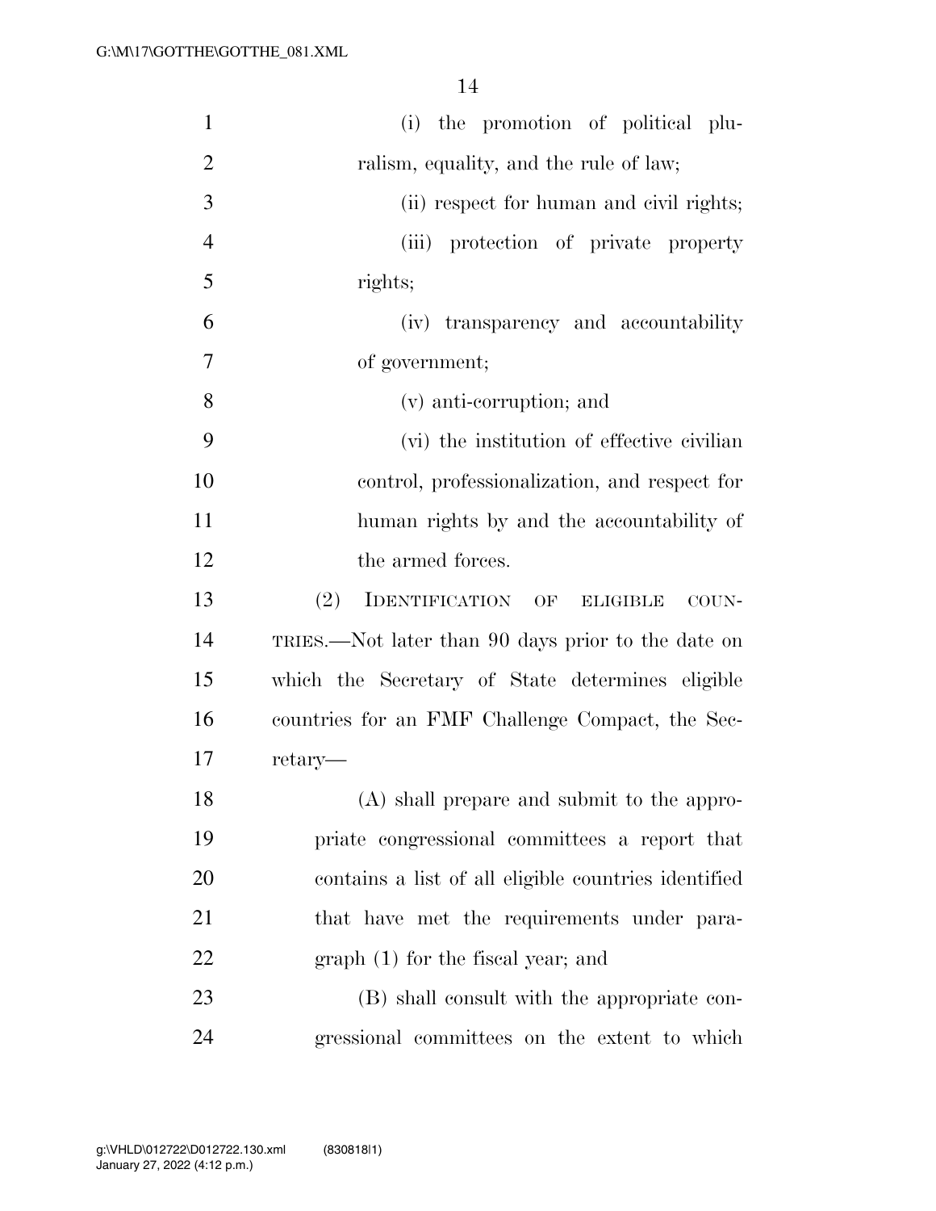(i) the promotion of political pluralism, equality, and the rule of law;

(ii) respect for human and civil rights;

(iii) protection of private property rights;

(iv) transparency and accountability of government;

(v) anti-corruption; and

(vi) the institution of effective civilian control, professionalization, and respect for human rights by and the accountability of the armed forces.

(2) IDENTIFICATION OF ELIGIBLE COUNTRIES.—Not later than 90 days prior to the date on which the Secretary of State determines eligible countries for an FMF Challenge Compact, the Secretary—

(A) shall prepare and submit to the appropriate congressional committees a report that contains a list of all eligible countries identified that have met the requirements under paragraph (1) for the fiscal year; and

(B) shall consult with the appropriate congressional committees on the extent to which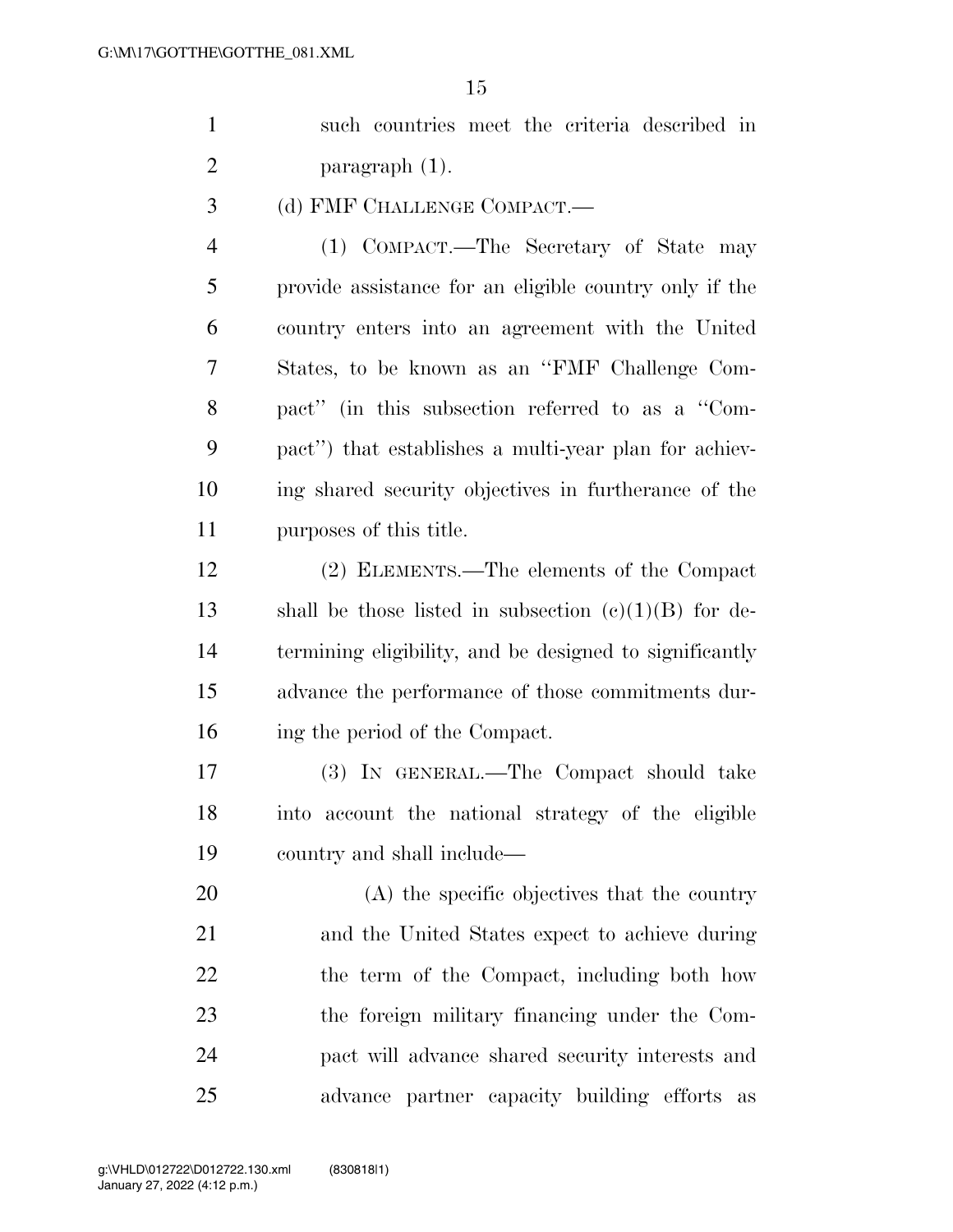such countries meet the criteria described in paragraph (1).

(d) FMF CHALLENGE COMPACT.—

(1) COMPACT.—The Secretary of State may provide assistance for an eligible country only if the country enters into an agreement with the United States, to be known as an "FMF Challenge Compact" (in this subsection referred to as a "Compact") that establishes a multi-year plan for achieving shared security objectives in furtherance of the purposes of this title.

(2) ELEMENTS.—The elements of the Compact shall be those listed in subsection (c)(1)(B) for determining eligibility, and be designed to significantly advance the performance of those commitments during the period of the Compact.

(3) IN GENERAL.—The Compact should take into account the national strategy of the eligible country and shall include—

(A) the specific objectives that the country and the United States expect to achieve during the term of the Compact, including both how the foreign military financing under the Compact will advance shared security interests and advance partner capacity building efforts as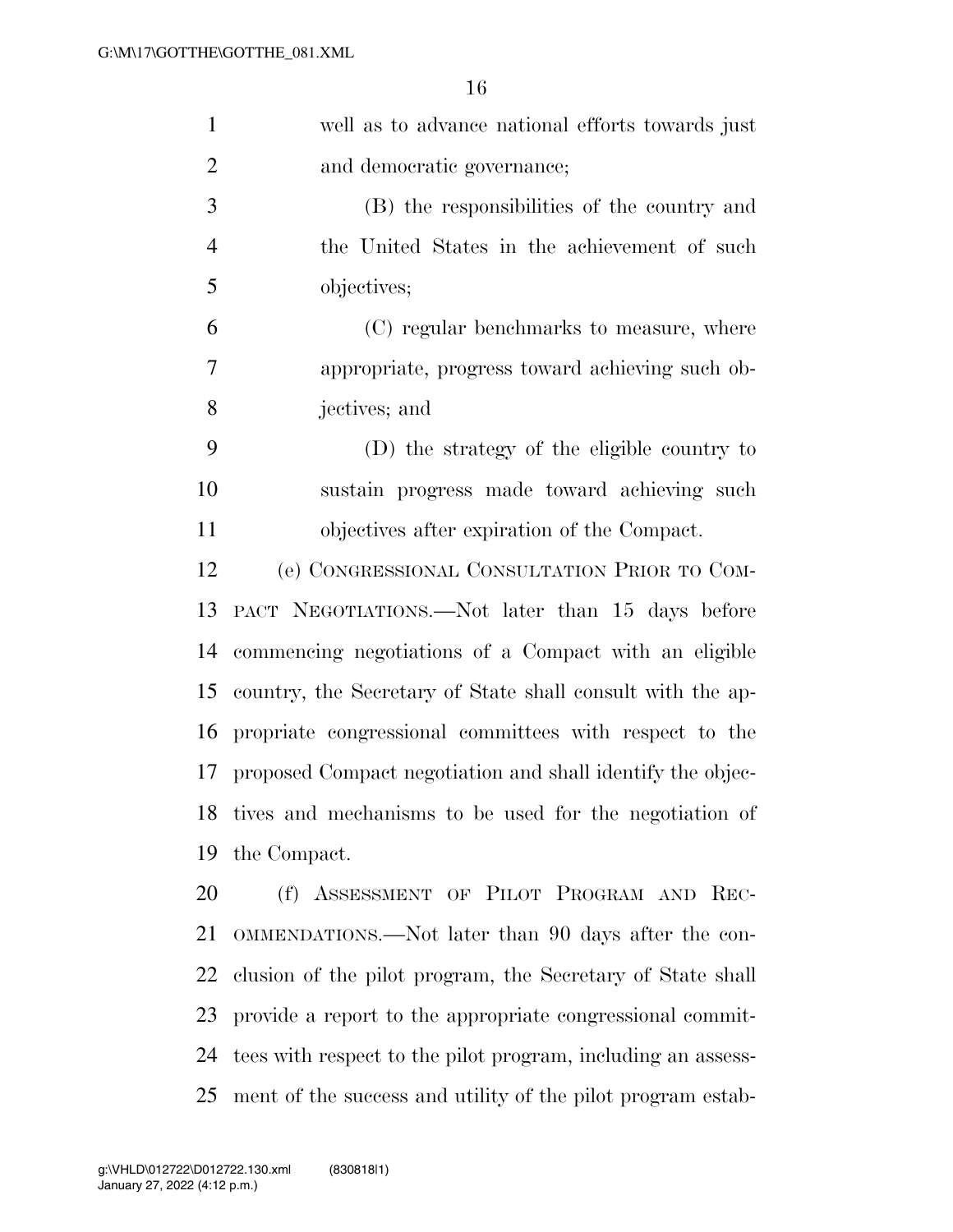well as to advance national efforts towards just and democratic governance;

(B) the responsibilities of the country and the United States in the achievement of such objectives;

(C) regular benchmarks to measure, where appropriate, progress toward achieving such objectives; and

(D) the strategy of the eligible country to sustain progress made toward achieving such objectives after expiration of the Compact.

(e) CONGRESSIONAL CONSULTATION PRIOR TO COMPACT NEGOTIATIONS.—Not later than 15 days before commencing negotiations of a Compact with an eligible country, the Secretary of State shall consult with the appropriate congressional committees with respect to the proposed Compact negotiation and shall identify the objectives and mechanisms to be used for the negotiation of the Compact.

(f) ASSESSMENT OF PILOT PROGRAM AND RECOMMENDATIONS.—Not later than 90 days after the conclusion of the pilot program, the Secretary of State shall provide a report to the appropriate congressional committees with respect to the pilot program, including an assessment of the success and utility of the pilot program estab-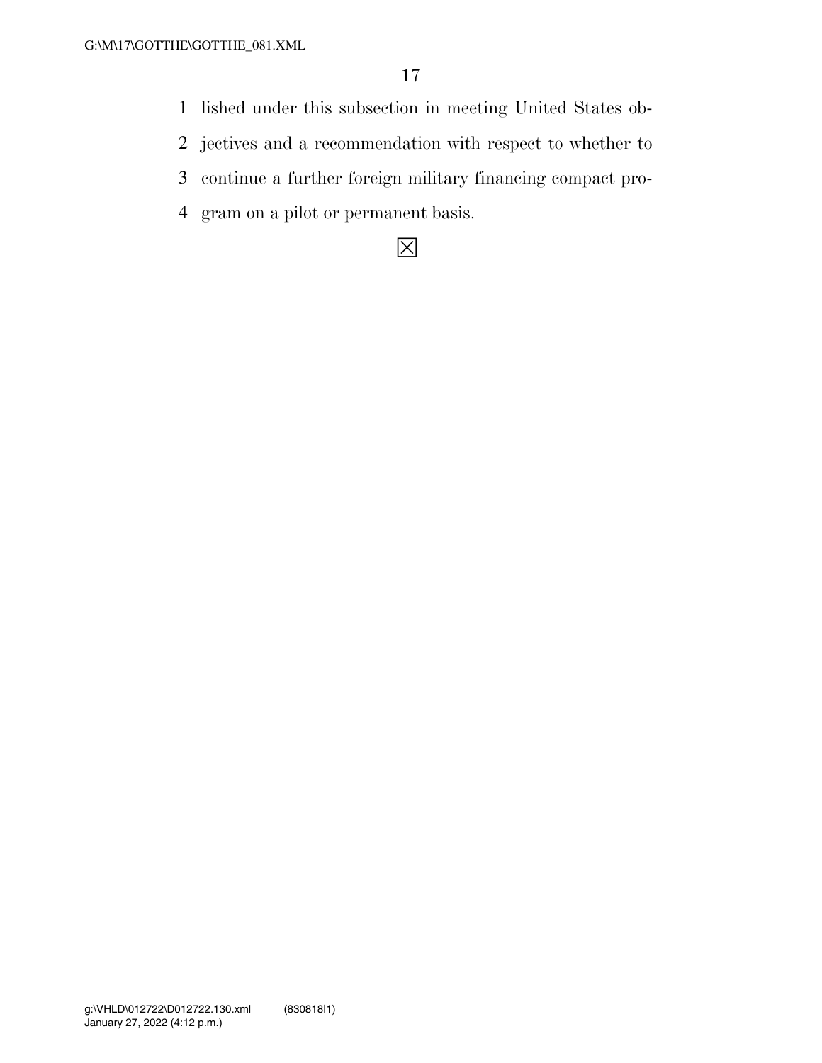lished under this subsection in meeting United States objectives and a recommendation with respect to whether to continue a further foreign military financing compact program on a pilot or permanent basis.